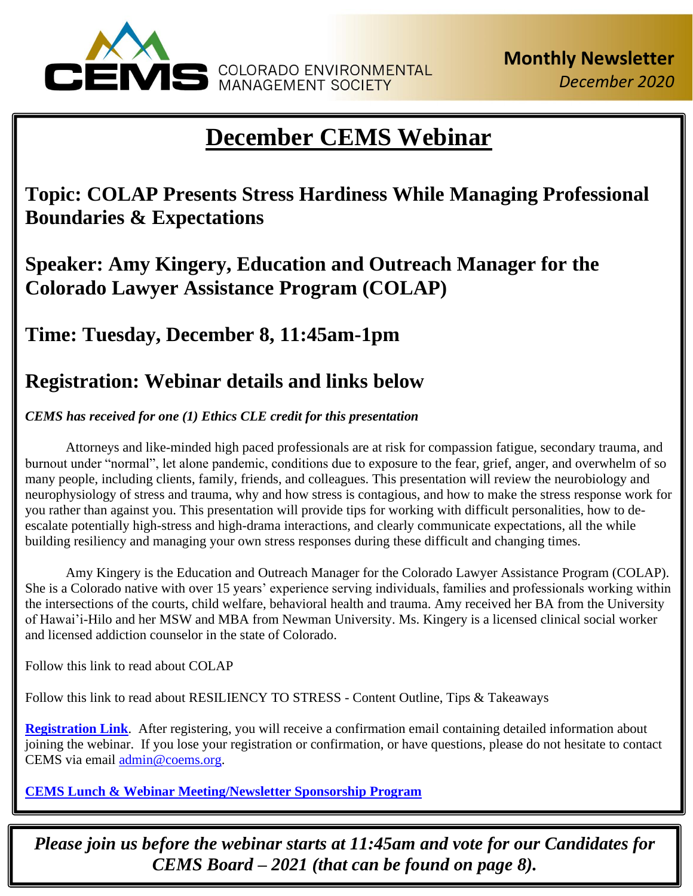CEMS COLORADO ENVIRONMENTAL MANAGEMENT SOCIETY

**Monthly Newsletter**
*December 2020*

# December CEMS Webinar

## Topic: COLAP Presents Stress Hardiness While Managing Professional Boundaries & Expectations

## Speaker: Amy Kingery, Education and Outreach Manager for the Colorado Lawyer Assistance Program (COLAP)

## Time: Tuesday, December 8, 11:45am-1pm

## Registration: Webinar details and links below

***CEMS has received for one (1) Ethics CLE credit for this presentation***

Attorneys and like-minded high paced professionals are at risk for compassion fatigue, secondary trauma, and burnout under "normal", let alone pandemic, conditions due to exposure to the fear, grief, anger, and overwhelm of so many people, including clients, family, friends, and colleagues. This presentation will review the neurobiology and neurophysiology of stress and trauma, why and how stress is contagious, and how to make the stress response work for you rather than against you. This presentation will provide tips for working with difficult personalities, how to de-escalate potentially high-stress and high-drama interactions, and clearly communicate expectations, all the while building resiliency and managing your own stress responses during these difficult and changing times.

Amy Kingery is the Education and Outreach Manager for the Colorado Lawyer Assistance Program (COLAP). She is a Colorado native with over 15 years' experience serving individuals, families and professionals working within the intersections of the courts, child welfare, behavioral health and trauma. Amy received her BA from the University of Hawai'i-Hilo and her MSW and MBA from Newman University. Ms. Kingery is a licensed clinical social worker and licensed addiction counselor in the state of Colorado.

Follow this link to read about COLAP

Follow this link to read about RESILIENCY TO STRESS - Content Outline, Tips & Takeaways

**Registration Link**. After registering, you will receive a confirmation email containing detailed information about joining the webinar. If you lose your registration or confirmation, or have questions, please do not hesitate to contact CEMS via email admin@coems.org.

**CEMS Lunch & Webinar Meeting/Newsletter Sponsorship Program**

***Please join us before the webinar starts at 11:45am and vote for our Candidates for CEMS Board – 2021 (that can be found on page 8).***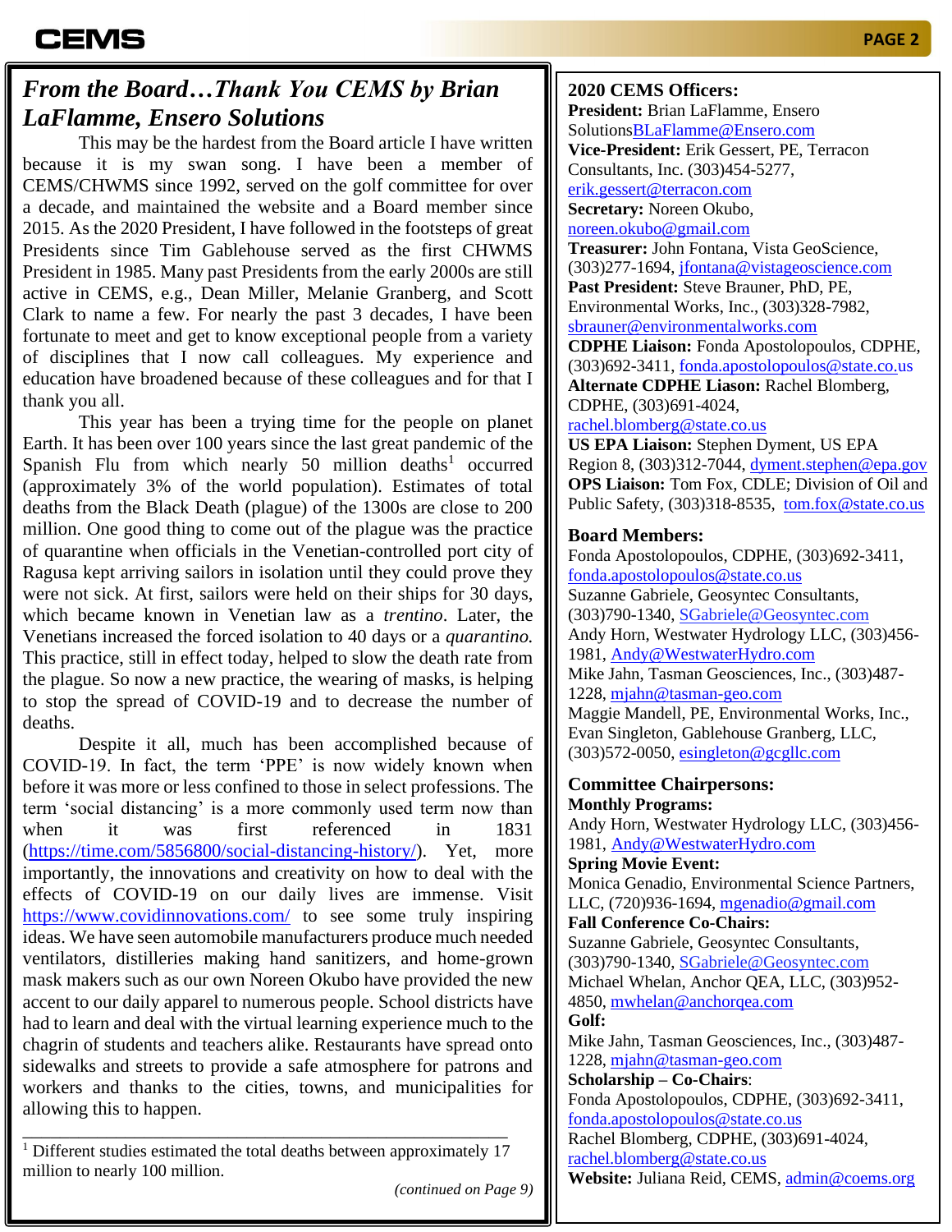## *From the Board…Thank You CEMS by Brian LaFlamme, Ensero Solutions*

This may be the hardest from the Board article I have written because it is my swan song. I have been a member of CEMS/CHWMS since 1992, served on the golf committee for over a decade, and maintained the website and a Board member since 2015. As the 2020 President, I have followed in the footsteps of great Presidents since Tim Gablehouse served as the first CHWMS President in 1985. Many past Presidents from the early 2000s are still active in CEMS, e.g., Dean Miller, Melanie Granberg, and Scott Clark to name a few. For nearly the past 3 decades, I have been fortunate to meet and get to know exceptional people from a variety of disciplines that I now call colleagues. My experience and education have broadened because of these colleagues and for that I thank you all.

This year has been a trying time for the people on planet Earth. It has been over 100 years since the last great pandemic of the Spanish Flu from which nearly 50 million deaths[1] occurred (approximately 3% of the world population). Estimates of total deaths from the Black Death (plague) of the 1300s are close to 200 million. One good thing to come out of the plague was the practice of quarantine when officials in the Venetian-controlled port city of Ragusa kept arriving sailors in isolation until they could prove they were not sick. At first, sailors were held on their ships for 30 days, which became known in Venetian law as a *trentino*. Later, the Venetians increased the forced isolation to 40 days or a *quarantino.* This practice, still in effect today, helped to slow the death rate from the plague. So now a new practice, the wearing of masks, is helping to stop the spread of COVID-19 and to decrease the number of deaths.

Despite it all, much has been accomplished because of COVID-19. In fact, the term 'PPE' is now widely known when before it was more or less confined to those in select professions. The term 'social distancing' is a more commonly used term now than when it was first referenced in 1831 (https://time.com/5856800/social-distancing-history/). Yet, more importantly, the innovations and creativity on how to deal with the effects of COVID-19 on our daily lives are immense. Visit https://www.covidinnovations.com/ to see some truly inspiring ideas. We have seen automobile manufacturers produce much needed ventilators, distilleries making hand sanitizers, and home-grown mask makers such as our own Noreen Okubo have provided the new accent to our daily apparel to numerous people. School districts have had to learn and deal with the virtual learning experience much to the chagrin of students and teachers alike. Restaurants have spread onto sidewalks and streets to provide a safe atmosphere for patrons and workers and thanks to the cities, towns, and municipalities for allowing this to happen.

[1] Different studies estimated the total deaths between approximately 17 million to nearly 100 million.

*(continued on Page 9)*

---

### 2020 CEMS Officers:

**President:** Brian LaFlamme, Ensero Solutions BLaFlamme@Ensero.com
**Vice-President:** Erik Gessert, PE, Terracon Consultants, Inc. (303)454-5277, erik.gessert@terracon.com
**Secretary:** Noreen Okubo, noreen.okubo@gmail.com
**Treasurer:** John Fontana, Vista GeoScience, (303)277-1694, jfontana@vistageoscience.com
**Past President:** Steve Brauner, PhD, PE, Environmental Works, Inc., (303)328-7982, sbrauner@environmentalworks.com
**CDPHE Liaison:** Fonda Apostolopoulos, CDPHE, (303)692-3411, fonda.apostolopoulos@state.co.us
**Alternate CDPHE Liason:** Rachel Blomberg, CDPHE, (303)691-4024, rachel.blomberg@state.co.us
**US EPA Liaison:** Stephen Dyment, US EPA Region 8, (303)312-7044, dyment.stephen@epa.gov
**OPS Liaison:** Tom Fox, CDLE; Division of Oil and Public Safety, (303)318-8535, tom.fox@state.co.us

### Board Members:

Fonda Apostolopoulos, CDPHE, (303)692-3411, fonda.apostolopoulos@state.co.us
Suzanne Gabriele, Geosyntec Consultants, (303)790-1340, SGabriele@Geosyntec.com
Andy Horn, Westwater Hydrology LLC, (303)456-1981, Andy@WestwaterHydro.com
Mike Jahn, Tasman Geosciences, Inc., (303)487-1228, mjahn@tasman-geo.com
Maggie Mandell, PE, Environmental Works, Inc.,
Evan Singleton, Gablehouse Granberg, LLC, (303)572-0050, esingleton@gcgllc.com

### Committee Chairpersons:

**Monthly Programs:**
Andy Horn, Westwater Hydrology LLC, (303)456-1981, Andy@WestwaterHydro.com
**Spring Movie Event:**
Monica Genadio, Environmental Science Partners, LLC, (720)936-1694, mgenadio@gmail.com
**Fall Conference Co-Chairs:**
Suzanne Gabriele, Geosyntec Consultants, (303)790-1340, SGabriele@Geosyntec.com
Michael Whelan, Anchor QEA, LLC, (303)952-4850, mwhelan@anchorqea.com
**Golf:**
Mike Jahn, Tasman Geosciences, Inc., (303)487-1228, mjahn@tasman-geo.com
**Scholarship – Co-Chairs**:
Fonda Apostolopoulos, CDPHE, (303)692-3411, fonda.apostolopoulos@state.co.us
Rachel Blomberg, CDPHE, (303)691-4024, rachel.blomberg@state.co.us
**Website:** Juliana Reid, CEMS, admin@coems.org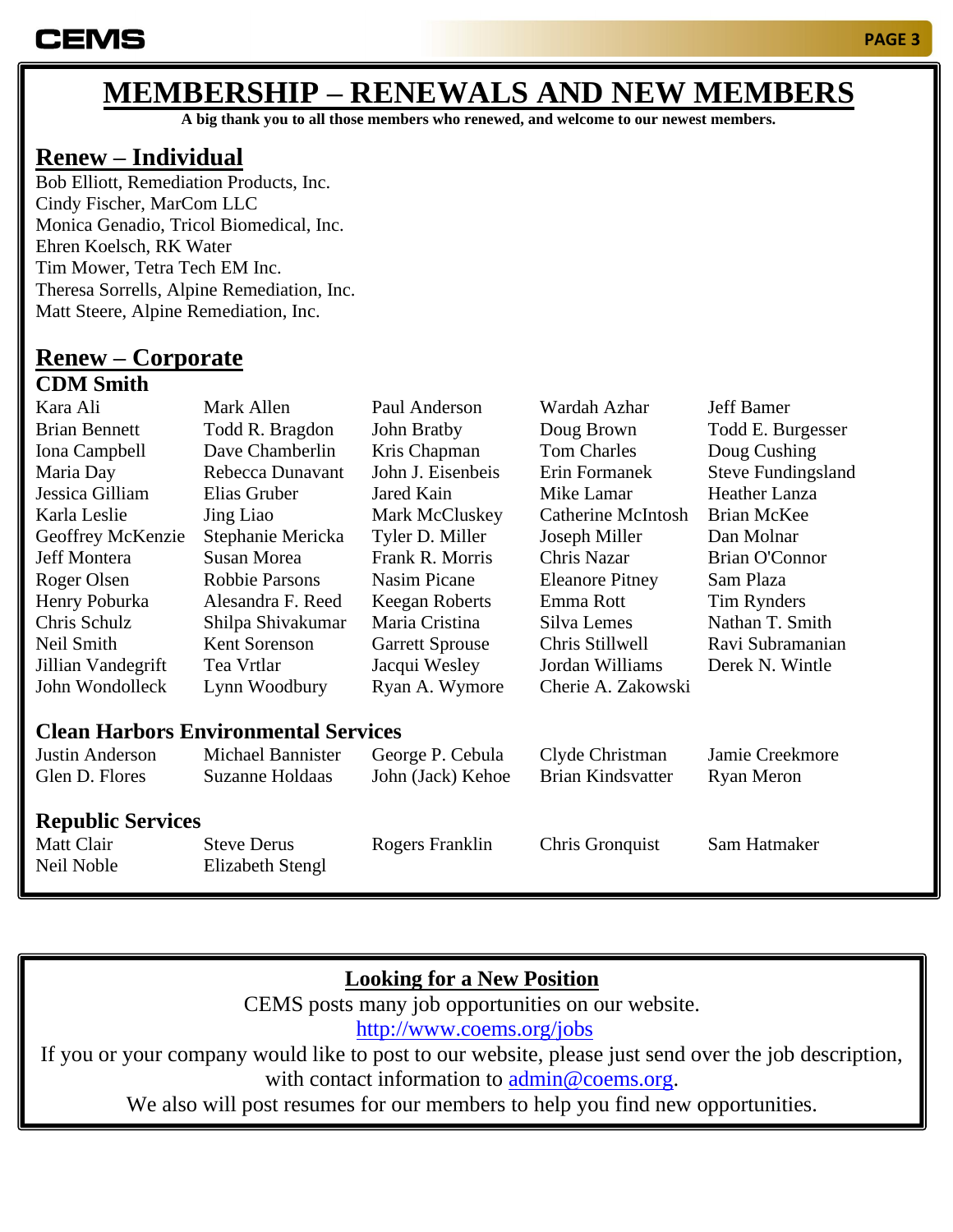# MEMBERSHIP – RENEWALS AND NEW MEMBERS

**A big thank you to all those members who renewed, and welcome to our newest members.**

## Renew – Individual

Bob Elliott, Remediation Products, Inc.
Cindy Fischer, MarCom LLC
Monica Genadio, Tricol Biomedical, Inc.
Ehren Koelsch, RK Water
Tim Mower, Tetra Tech EM Inc.
Theresa Sorrells, Alpine Remediation, Inc.
Matt Steere, Alpine Remediation, Inc.

## Renew – Corporate

### CDM Smith

| | | | | |
|---|---|---|---|---|
| Kara Ali | Mark Allen | Paul Anderson | Wardah Azhar | Jeff Bamer |
| Brian Bennett | Todd R. Bragdon | John Bratby | Doug Brown | Todd E. Burgesser |
| Iona Campbell | Dave Chamberlin | Kris Chapman | Tom Charles | Doug Cushing |
| Maria Day | Rebecca Dunavant | John J. Eisenbeis | Erin Formanek | Steve Fundingsland |
| Jessica Gilliam | Elias Gruber | Jared Kain | Mike Lamar | Heather Lanza |
| Karla Leslie | Jing Liao | Mark McCluskey | Catherine McIntosh | Brian McKee |
| Geoffrey McKenzie | Stephanie Mericka | Tyler D. Miller | Joseph Miller | Dan Molnar |
| Jeff Montera | Susan Morea | Frank R. Morris | Chris Nazar | Brian O'Connor |
| Roger Olsen | Robbie Parsons | Nasim Picane | Eleanore Pitney | Sam Plaza |
| Henry Poburka | Alesandra F. Reed | Keegan Roberts | Emma Rott | Tim Rynders |
| Chris Schulz | Shilpa Shivakumar | Maria Cristina | Silva Lemes | Nathan T. Smith |
| Neil Smith | Kent Sorenson | Garrett Sprouse | Chris Stillwell | Ravi Subramanian |
| Jillian Vandegrift | Tea Vrtlar | Jacqui Wesley | Jordan Williams | Derek N. Wintle |
| John Wondolleck | Lynn Woodbury | Ryan A. Wymore | Cherie A. Zakowski | |

### Clean Harbors Environmental Services

| | | | | |
|---|---|---|---|---|
| Justin Anderson | Michael Bannister | George P. Cebula | Clyde Christman | Jamie Creekmore |
| Glen D. Flores | Suzanne Holdaas | John (Jack) Kehoe | Brian Kindsvatter | Ryan Meron |

### Republic Services

| | | | | |
|---|---|---|---|---|
| Matt Clair | Steve Derus | Rogers Franklin | Chris Gronquist | Sam Hatmaker |
| Neil Noble | Elizabeth Stengl | | | |

## Looking for a New Position

CEMS posts many job opportunities on our website.
http://www.coems.org/jobs
If you or your company would like to post to our website, please just send over the job description, with contact information to admin@coems.org.
We also will post resumes for our members to help you find new opportunities.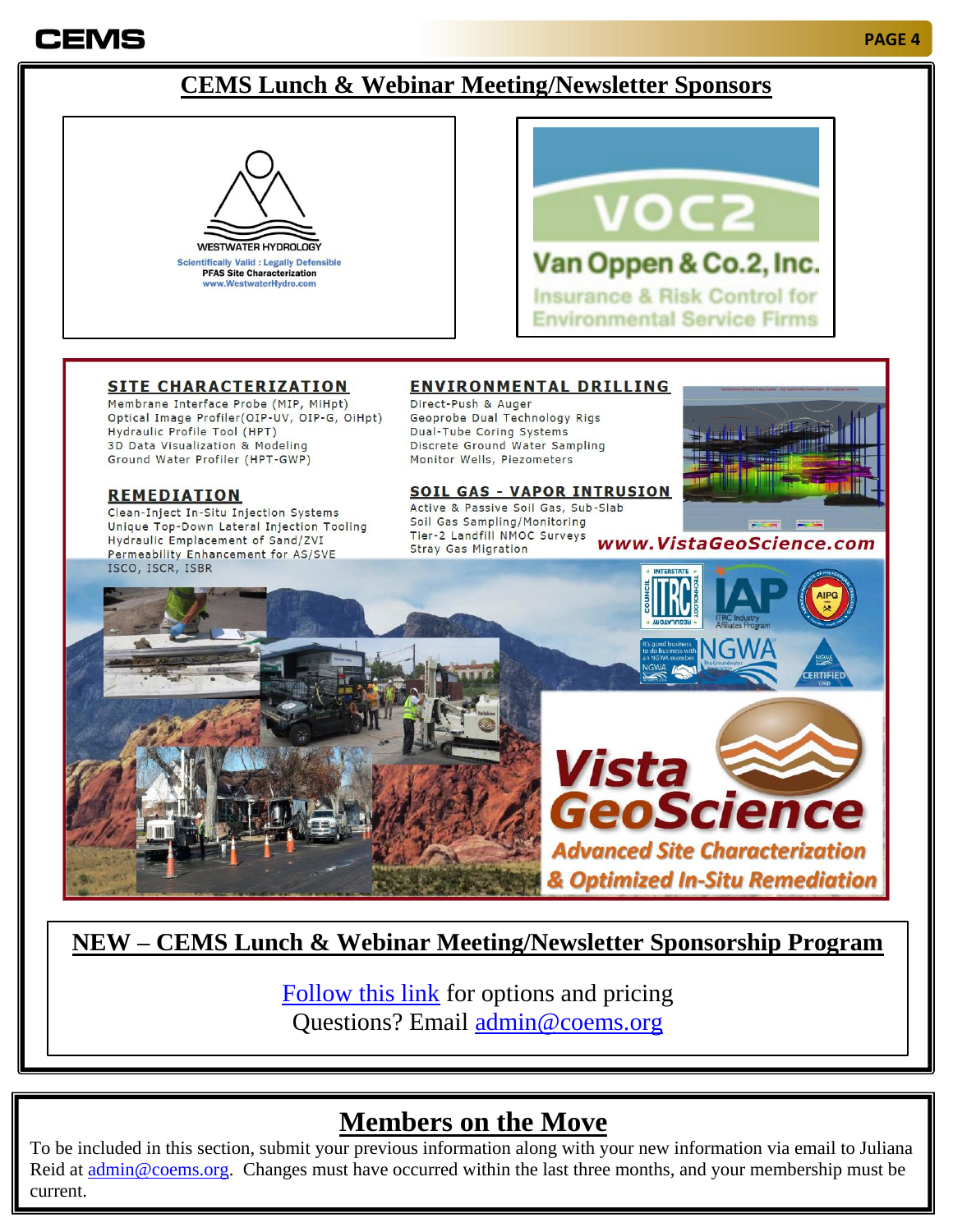## CEMS Lunch & Webinar Meeting/Newsletter Sponsors

WESTWATER HYDROLOGY

Scientifically Valid : Legally Defensible

PFAS Site Characterization

www.WestwaterHydro.com

VOC2

Van Oppen & Co.2, Inc.

Insurance & Risk Control for Environmental Service Firms

**SITE CHARACTERIZATION**

Membrane Interface Probe (MIP, MiHpt)
Optical Image Profiler(OIP-UV, OIP-G, OiHpt)
Hydraulic Profile Tool (HPT)
3D Data Visualization & Modeling
Ground Water Profiler (HPT-GWP)

**REMEDIATION**

Clean-Inject In-Situ Injection Systems
Unique Top-Down Lateral Injection Tooling
Hydraulic Emplacement of Sand/ZVI
Permeability Enhancement for AS/SVE
ISCO, ISCR, ISBR

**ENVIRONMENTAL DRILLING**

Direct-Push & Auger
Geoprobe Dual Technology Rigs
Dual-Tube Coring Systems
Discrete Ground Water Sampling
Monitor Wells, Piezometers

**SOIL GAS - VAPOR INTRUSION**

Active & Passive Soil Gas, Sub-Slab
Soil Gas Sampling/Monitoring
Tier-2 Landfill NMOC Surveys
Stray Gas Migration

www.VistaGeoScience.com

Vista GeoScience

Advanced Site Characterization & Optimized In-Situ Remediation

## NEW – CEMS Lunch & Webinar Meeting/Newsletter Sponsorship Program

Follow this link for options and pricing

Questions? Email admin@coems.org

## Members on the Move

To be included in this section, submit your previous information along with your new information via email to Juliana Reid at admin@coems.org. Changes must have occurred within the last three months, and your membership must be current.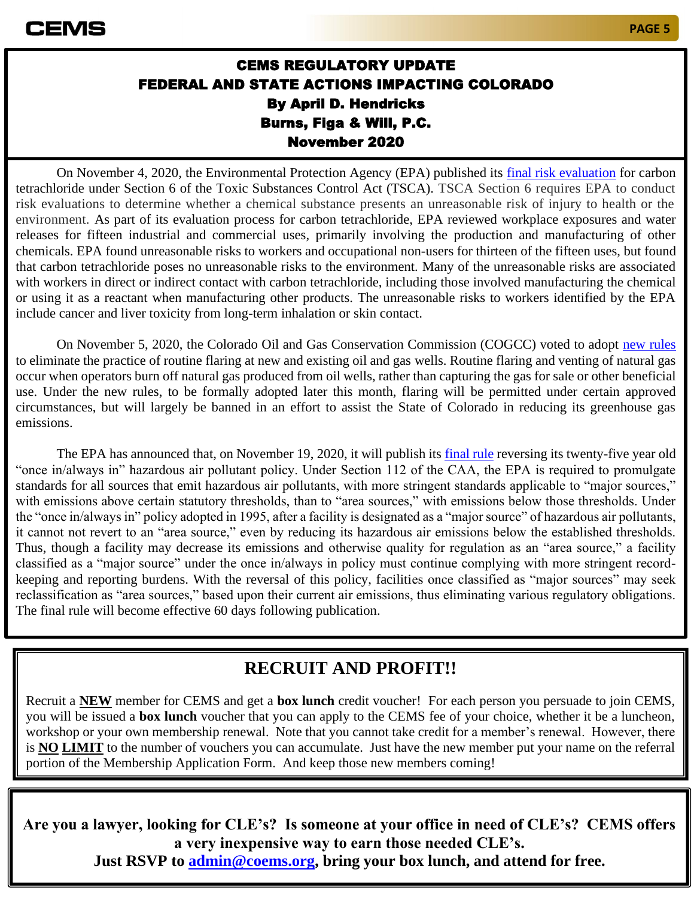## CEMS REGULATORY UPDATE
## FEDERAL AND STATE ACTIONS IMPACTING COLORADO

**By April D. Hendricks**
**Burns, Figa & Will, P.C.**
**November 2020**

On November 4, 2020, the Environmental Protection Agency (EPA) published its final risk evaluation for carbon tetrachloride under Section 6 of the Toxic Substances Control Act (TSCA). TSCA Section 6 requires EPA to conduct risk evaluations to determine whether a chemical substance presents an unreasonable risk of injury to health or the environment. As part of its evaluation process for carbon tetrachloride, EPA reviewed workplace exposures and water releases for fifteen industrial and commercial uses, primarily involving the production and manufacturing of other chemicals. EPA found unreasonable risks to workers and occupational non-users for thirteen of the fifteen uses, but found that carbon tetrachloride poses no unreasonable risks to the environment. Many of the unreasonable risks are associated with workers in direct or indirect contact with carbon tetrachloride, including those involved manufacturing the chemical or using it as a reactant when manufacturing other products. The unreasonable risks to workers identified by the EPA include cancer and liver toxicity from long-term inhalation or skin contact.

On November 5, 2020, the Colorado Oil and Gas Conservation Commission (COGCC) voted to adopt new rules to eliminate the practice of routine flaring at new and existing oil and gas wells. Routine flaring and venting of natural gas occur when operators burn off natural gas produced from oil wells, rather than capturing the gas for sale or other beneficial use. Under the new rules, to be formally adopted later this month, flaring will be permitted under certain approved circumstances, but will largely be banned in an effort to assist the State of Colorado in reducing its greenhouse gas emissions.

The EPA has announced that, on November 19, 2020, it will publish its final rule reversing its twenty-five year old "once in/always in" hazardous air pollutant policy. Under Section 112 of the CAA, the EPA is required to promulgate standards for all sources that emit hazardous air pollutants, with more stringent standards applicable to "major sources," with emissions above certain statutory thresholds, than to "area sources," with emissions below those thresholds. Under the "once in/always in" policy adopted in 1995, after a facility is designated as a "major source" of hazardous air pollutants, it cannot not revert to an "area source," even by reducing its hazardous air emissions below the established thresholds. Thus, though a facility may decrease its emissions and otherwise quality for regulation as an "area source," a facility classified as a "major source" under the once in/always in policy must continue complying with more stringent record-keeping and reporting burdens. With the reversal of this policy, facilities once classified as "major sources" may seek reclassification as "area sources," based upon their current air emissions, thus eliminating various regulatory obligations. The final rule will become effective 60 days following publication.

## RECRUIT AND PROFIT!!

Recruit a **NEW** member for CEMS and get a **box lunch** credit voucher! For each person you persuade to join CEMS, you will be issued a **box lunch** voucher that you can apply to the CEMS fee of your choice, whether it be a luncheon, workshop or your own membership renewal. Note that you cannot take credit for a member's renewal. However, there is **NO LIMIT** to the number of vouchers you can accumulate. Just have the new member put your name on the referral portion of the Membership Application Form. And keep those new members coming!

**Are you a lawyer, looking for CLE's? Is someone at your office in need of CLE's? CEMS offers a very inexpensive way to earn those needed CLE's.**
**Just RSVP to admin@coems.org, bring your box lunch, and attend for free.**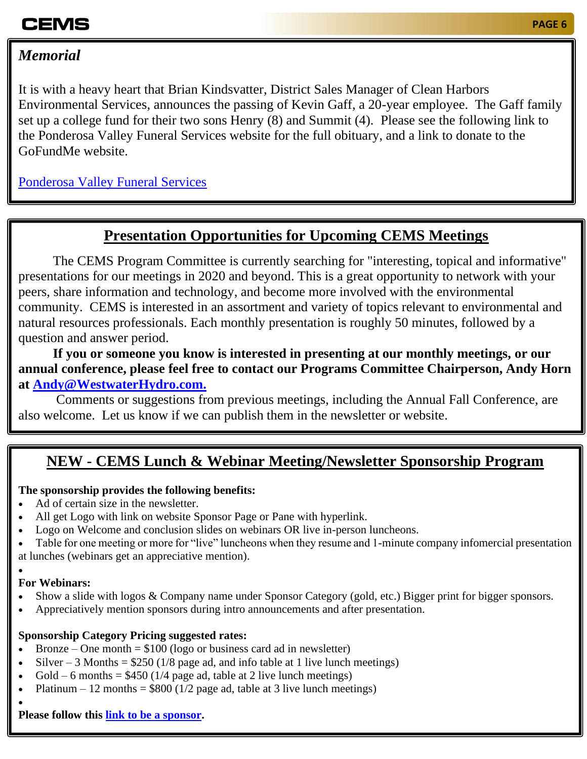## *Memorial*

It is with a heavy heart that Brian Kindsvatter, District Sales Manager of Clean Harbors Environmental Services, announces the passing of Kevin Gaff, a 20-year employee. The Gaff family set up a college fund for their two sons Henry (8) and Summit (4). Please see the following link to the Ponderosa Valley Funeral Services website for the full obituary, and a link to donate to the GoFundMe website.

Ponderosa Valley Funeral Services

## Presentation Opportunities for Upcoming CEMS Meetings

The CEMS Program Committee is currently searching for "interesting, topical and informative" presentations for our meetings in 2020 and beyond. This is a great opportunity to network with your peers, share information and technology, and become more involved with the environmental community. CEMS is interested in an assortment and variety of topics relevant to environmental and natural resources professionals. Each monthly presentation is roughly 50 minutes, followed by a question and answer period.

**If you or someone you know is interested in presenting at our monthly meetings, or our annual conference, please feel free to contact our Programs Committee Chairperson, Andy Horn at Andy@WestwaterHydro.com.**

Comments or suggestions from previous meetings, including the Annual Fall Conference, are also welcome. Let us know if we can publish them in the newsletter or website.

## NEW - CEMS Lunch & Webinar Meeting/Newsletter Sponsorship Program

**The sponsorship provides the following benefits:**

- Ad of certain size in the newsletter.
- All get Logo with link on website Sponsor Page or Pane with hyperlink.
- Logo on Welcome and conclusion slides on webinars OR live in-person luncheons.
- Table for one meeting or more for "live" luncheons when they resume and 1-minute company infomercial presentation at lunches (webinars get an appreciative mention).

**For Webinars:**

- Show a slide with logos & Company name under Sponsor Category (gold, etc.) Bigger print for bigger sponsors.
- Appreciatively mention sponsors during intro announcements and after presentation.

**Sponsorship Category Pricing suggested rates:**

- Bronze – One month = $100 (logo or business card ad in newsletter)
- Silver – 3 Months = $250 (1/8 page ad, and info table at 1 live lunch meetings)
- Gold – 6 months = $450 (1/4 page ad, table at 2 live lunch meetings)
- Platinum – 12 months = $800 (1/2 page ad, table at 3 live lunch meetings)

**Please follow this link to be a sponsor.**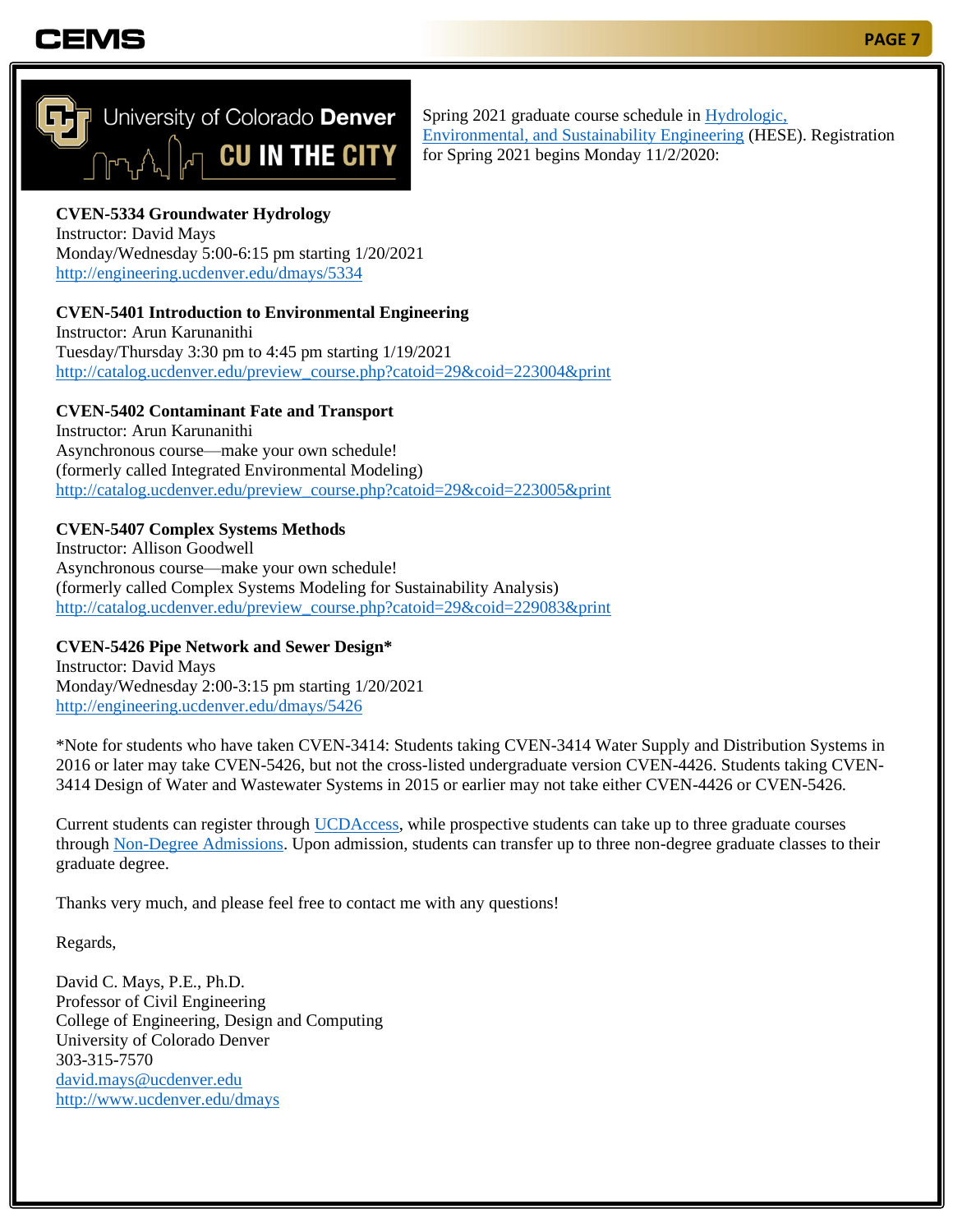University of Colorado Denver
CU IN THE CITY

Spring 2021 graduate course schedule in Hydrologic, Environmental, and Sustainability Engineering (HESE). Registration for Spring 2021 begins Monday 11/2/2020:

**CVEN-5334 Groundwater Hydrology**
Instructor: David Mays
Monday/Wednesday 5:00-6:15 pm starting 1/20/2021
http://engineering.ucdenver.edu/dmays/5334

**CVEN-5401 Introduction to Environmental Engineering**
Instructor: Arun Karunanithi
Tuesday/Thursday 3:30 pm to 4:45 pm starting 1/19/2021
http://catalog.ucdenver.edu/preview_course.php?catoid=29&coid=223004&print

**CVEN-5402 Contaminant Fate and Transport**
Instructor: Arun Karunanithi
Asynchronous course—make your own schedule!
(formerly called Integrated Environmental Modeling)
http://catalog.ucdenver.edu/preview_course.php?catoid=29&coid=223005&print

**CVEN-5407 Complex Systems Methods**
Instructor: Allison Goodwell
Asynchronous course—make your own schedule!
(formerly called Complex Systems Modeling for Sustainability Analysis)
http://catalog.ucdenver.edu/preview_course.php?catoid=29&coid=229083&print

**CVEN-5426 Pipe Network and Sewer Design***
Instructor: David Mays
Monday/Wednesday 2:00-3:15 pm starting 1/20/2021
http://engineering.ucdenver.edu/dmays/5426

*Note for students who have taken CVEN-3414: Students taking CVEN-3414 Water Supply and Distribution Systems in 2016 or later may take CVEN-5426, but not the cross-listed undergraduate version CVEN-4426. Students taking CVEN-3414 Design of Water and Wastewater Systems in 2015 or earlier may not take either CVEN-4426 or CVEN-5426.

Current students can register through UCDAccess, while prospective students can take up to three graduate courses through Non-Degree Admissions. Upon admission, students can transfer up to three non-degree graduate classes to their graduate degree.

Thanks very much, and please feel free to contact me with any questions!

Regards,

David C. Mays, P.E., Ph.D.
Professor of Civil Engineering
College of Engineering, Design and Computing
University of Colorado Denver
303-315-7570
david.mays@ucdenver.edu
http://www.ucdenver.edu/dmays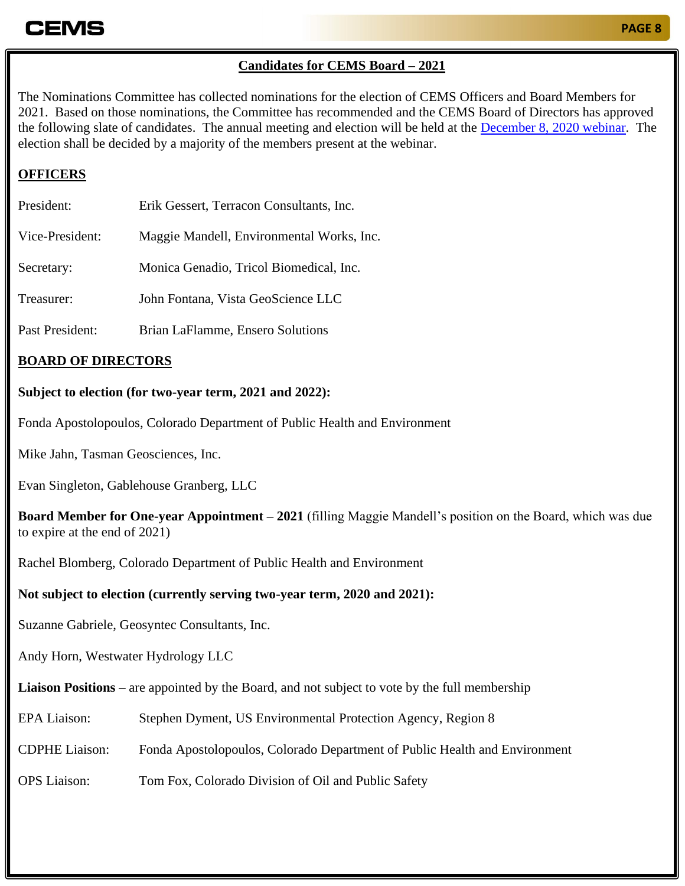## Candidates for CEMS Board – 2021

The Nominations Committee has collected nominations for the election of CEMS Officers and Board Members for 2021. Based on those nominations, the Committee has recommended and the CEMS Board of Directors has approved the following slate of candidates. The annual meeting and election will be held at the December 8, 2020 webinar. The election shall be decided by a majority of the members present at the webinar.

### OFFICERS

| | |
|---|---|
| President: | Erik Gessert, Terracon Consultants, Inc. |
| Vice-President: | Maggie Mandell, Environmental Works, Inc. |
| Secretary: | Monica Genadio, Tricol Biomedical, Inc. |
| Treasurer: | John Fontana, Vista GeoScience LLC |
| Past President: | Brian LaFlamme, Ensero Solutions |

### BOARD OF DIRECTORS

**Subject to election (for two-year term, 2021 and 2022):**

Fonda Apostolopoulos, Colorado Department of Public Health and Environment

Mike Jahn, Tasman Geosciences, Inc.

Evan Singleton, Gablehouse Granberg, LLC

**Board Member for One-year Appointment – 2021** (filling Maggie Mandell's position on the Board, which was due to expire at the end of 2021)

Rachel Blomberg, Colorado Department of Public Health and Environment

**Not subject to election (currently serving two-year term, 2020 and 2021):**

Suzanne Gabriele, Geosyntec Consultants, Inc.

Andy Horn, Westwater Hydrology LLC

**Liaison Positions** – are appointed by the Board, and not subject to vote by the full membership

| | |
|---|---|
| EPA Liaison: | Stephen Dyment, US Environmental Protection Agency, Region 8 |
| CDPHE Liaison: | Fonda Apostolopoulos, Colorado Department of Public Health and Environment |
| OPS Liaison: | Tom Fox, Colorado Division of Oil and Public Safety |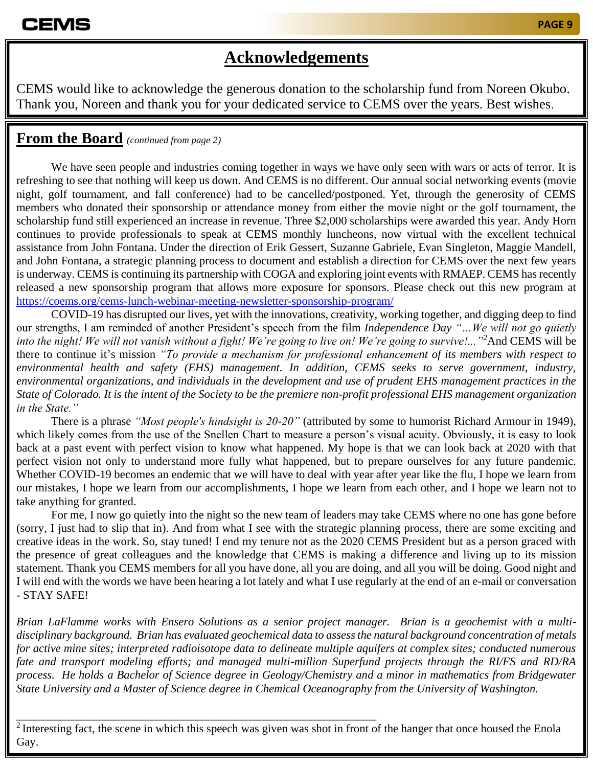## Acknowledgements

CEMS would like to acknowledge the generous donation to the scholarship fund from Noreen Okubo. Thank you, Noreen and thank you for your dedicated service to CEMS over the years. Best wishes.

## From the Board *(continued from page 2)*

We have seen people and industries coming together in ways we have only seen with wars or acts of terror. It is refreshing to see that nothing will keep us down. And CEMS is no different. Our annual social networking events (movie night, golf tournament, and fall conference) had to be cancelled/postponed. Yet, through the generosity of CEMS members who donated their sponsorship or attendance money from either the movie night or the golf tournament, the scholarship fund still experienced an increase in revenue. Three $2,000 scholarships were awarded this year. Andy Horn continues to provide professionals to speak at CEMS monthly luncheons, now virtual with the excellent technical assistance from John Fontana. Under the direction of Erik Gessert, Suzanne Gabriele, Evan Singleton, Maggie Mandell, and John Fontana, a strategic planning process to document and establish a direction for CEMS over the next few years is underway. CEMS is continuing its partnership with COGA and exploring joint events with RMAEP. CEMS has recently released a new sponsorship program that allows more exposure for sponsors. Please check out this new program at https://coems.org/cems-lunch-webinar-meeting-newsletter-sponsorship-program/

COVID-19 has disrupted our lives, yet with the innovations, creativity, working together, and digging deep to find our strengths, I am reminded of another President's speech from the film *Independence Day "…We will not go quietly into the night! We will not vanish without a fight! We're going to live on! We're going to survive!..."*[2] And CEMS will be there to continue it's mission *"To provide a mechanism for professional enhancement of its members with respect to environmental health and safety (EHS) management. In addition, CEMS seeks to serve government, industry, environmental organizations, and individuals in the development and use of prudent EHS management practices in the State of Colorado. It is the intent of the Society to be the premiere non-profit professional EHS management organization in the State."*

There is a phrase *"Most people's hindsight is 20-20"* (attributed by some to humorist Richard Armour in 1949), which likely comes from the use of the Snellen Chart to measure a person's visual acuity. Obviously, it is easy to look back at a past event with perfect vision to know what happened. My hope is that we can look back at 2020 with that perfect vision not only to understand more fully what happened, but to prepare ourselves for any future pandemic. Whether COVID-19 becomes an endemic that we will have to deal with year after year like the flu, I hope we learn from our mistakes, I hope we learn from our accomplishments, I hope we learn from each other, and I hope we learn not to take anything for granted.

For me, I now go quietly into the night so the new team of leaders may take CEMS where no one has gone before (sorry, I just had to slip that in). And from what I see with the strategic planning process, there are some exciting and creative ideas in the work. So, stay tuned! I end my tenure not as the 2020 CEMS President but as a person graced with the presence of great colleagues and the knowledge that CEMS is making a difference and living up to its mission statement. Thank you CEMS members for all you have done, all you are doing, and all you will be doing. Good night and I will end with the words we have been hearing a lot lately and what I use regularly at the end of an e-mail or conversation - STAY SAFE!

*Brian LaFlamme works with Ensero Solutions as a senior project manager. Brian is a geochemist with a multi-disciplinary background. Brian has evaluated geochemical data to assess the natural background concentration of metals for active mine sites; interpreted radioisotope data to delineate multiple aquifers at complex sites; conducted numerous fate and transport modeling efforts; and managed multi-million Superfund projects through the RI/FS and RD/RA process. He holds a Bachelor of Science degree in Geology/Chemistry and a minor in mathematics from Bridgewater State University and a Master of Science degree in Chemical Oceanography from the University of Washington.*

---

[2] Interesting fact, the scene in which this speech was given was shot in front of the hanger that once housed the Enola Gay.